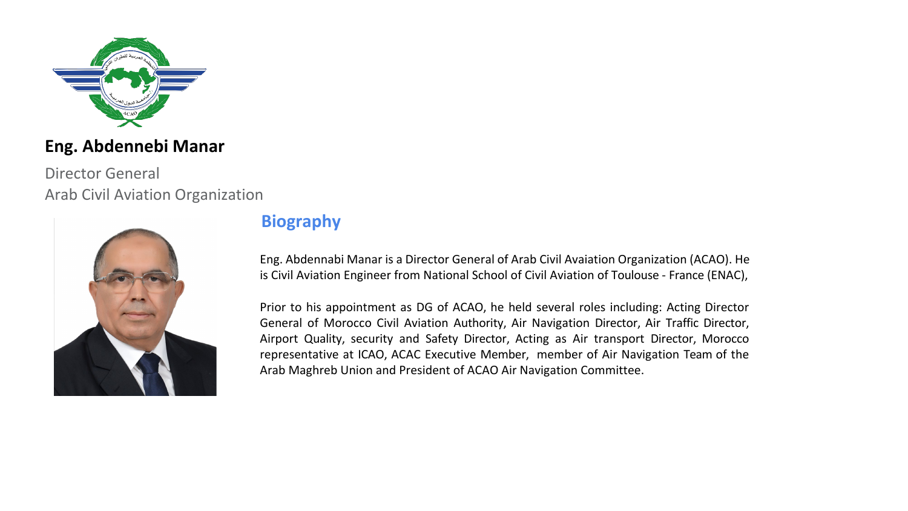**Eng. Abdennebi Manar**

Director General
Arab Civil Aviation Organization

## Biography

Eng. Abdennabi Manar is a Director General of Arab Civil Avaiation Organization (ACAO). He is Civil Aviation Engineer from National School of Civil Aviation of Toulouse - France (ENAC),

Prior to his appointment as DG of ACAO, he held several roles including: Acting Director General of Morocco Civil Aviation Authority, Air Navigation Director, Air Traffic Director, Airport Quality, security and Safety Director, Acting as Air transport Director, Morocco representative at ICAO, ACAC Executive Member, member of Air Navigation Team of the Arab Maghreb Union and President of ACAO Air Navigation Committee.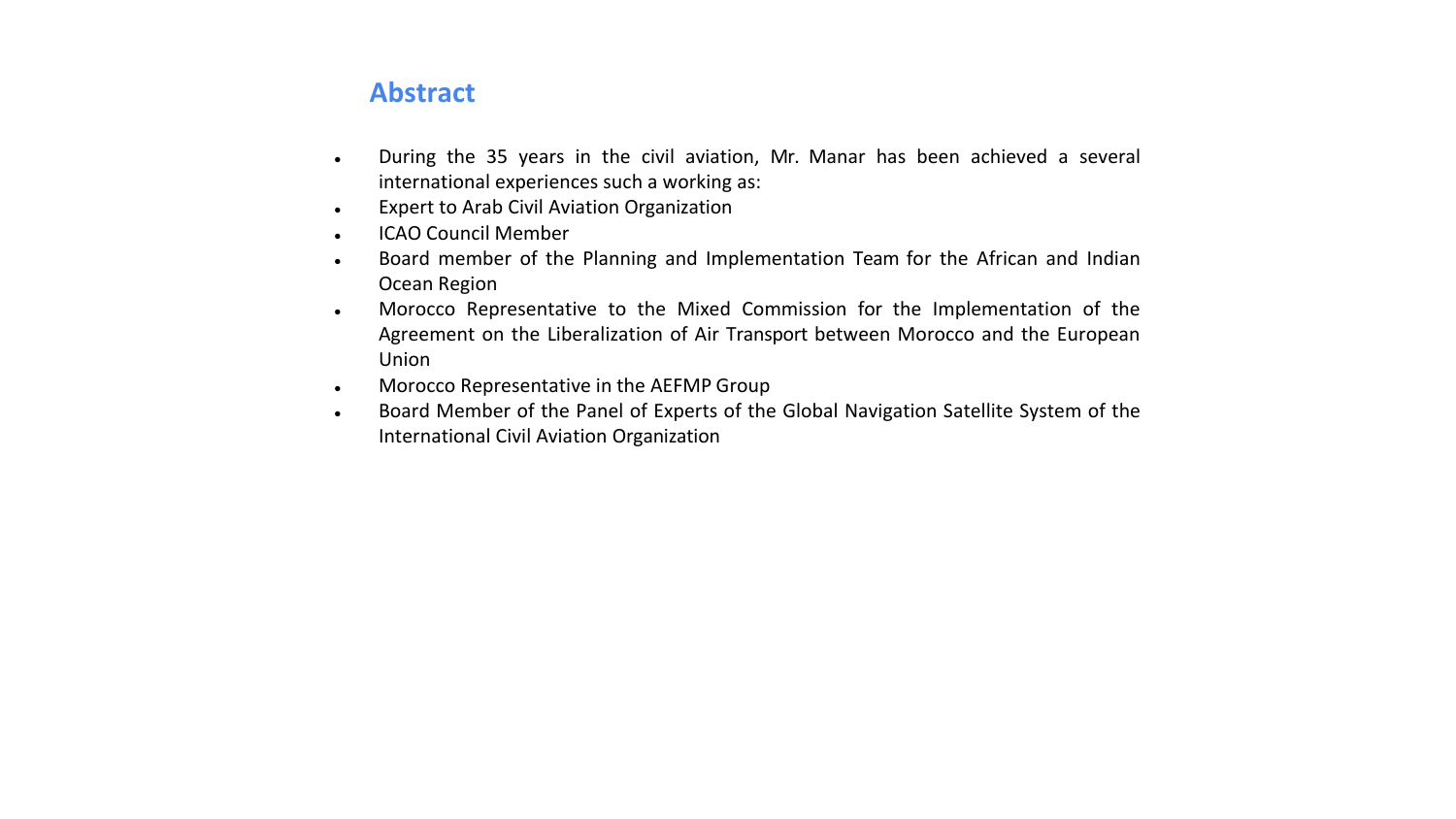## Abstract

- During the 35 years in the civil aviation, Mr. Manar has been achieved a several international experiences such a working as:
- Expert to Arab Civil Aviation Organization
- ICAO Council Member
- Board member of the Planning and Implementation Team for the African and Indian Ocean Region
- Morocco Representative to the Mixed Commission for the Implementation of the Agreement on the Liberalization of Air Transport between Morocco and the European Union
- Morocco Representative in the AEFMP Group
- Board Member of the Panel of Experts of the Global Navigation Satellite System of the International Civil Aviation Organization